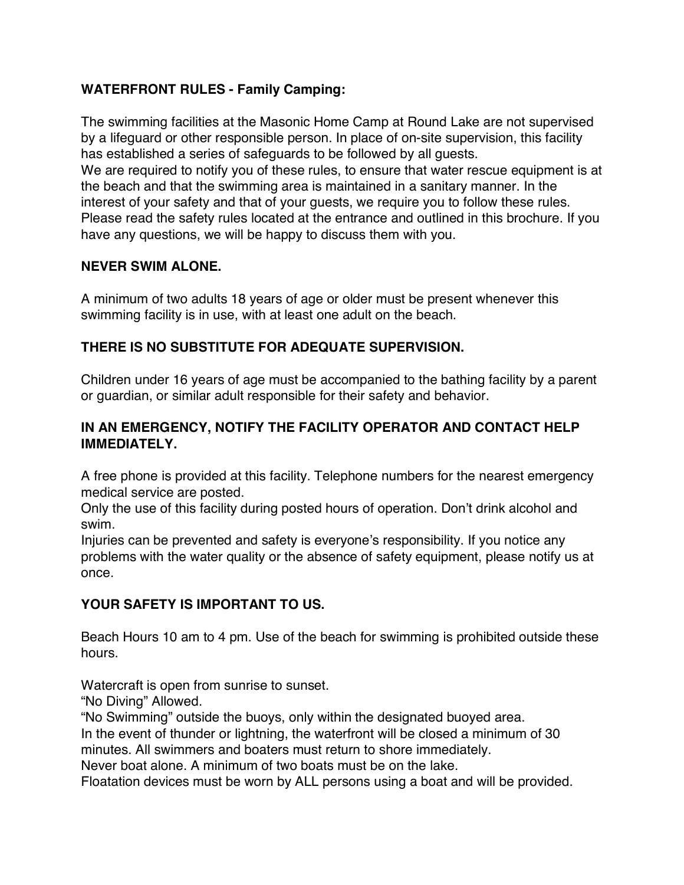**WATERFRONT RULES - Family Camping:**

The swimming facilities at the Masonic Home Camp at Round Lake are not supervised by a lifeguard or other responsible person. In place of on-site supervision, this facility has established a series of safeguards to be followed by all guests.
We are required to notify you of these rules, to ensure that water rescue equipment is at the beach and that the swimming area is maintained in a sanitary manner. In the interest of your safety and that of your guests, we require you to follow these rules. Please read the safety rules located at the entrance and outlined in this brochure. If you have any questions, we will be happy to discuss them with you.

**NEVER SWIM ALONE.**

A minimum of two adults 18 years of age or older must be present whenever this swimming facility is in use, with at least one adult on the beach.

**THERE IS NO SUBSTITUTE FOR ADEQUATE SUPERVISION.**

Children under 16 years of age must be accompanied to the bathing facility by a parent or guardian, or similar adult responsible for their safety and behavior.

**IN AN EMERGENCY, NOTIFY THE FACILITY OPERATOR AND CONTACT HELP IMMEDIATELY.**

A free phone is provided at this facility. Telephone numbers for the nearest emergency medical service are posted.
Only the use of this facility during posted hours of operation. Don't drink alcohol and swim.
Injuries can be prevented and safety is everyone's responsibility. If you notice any problems with the water quality or the absence of safety equipment, please notify us at once.

**YOUR SAFETY IS IMPORTANT TO US.**

Beach Hours 10 am to 4 pm. Use of the beach for swimming is prohibited outside these hours.

Watercraft is open from sunrise to sunset.
"No Diving" Allowed.
"No Swimming" outside the buoys, only within the designated buoyed area.
In the event of thunder or lightning, the waterfront will be closed a minimum of 30 minutes. All swimmers and boaters must return to shore immediately.
Never boat alone. A minimum of two boats must be on the lake.
Floatation devices must be worn by ALL persons using a boat and will be provided.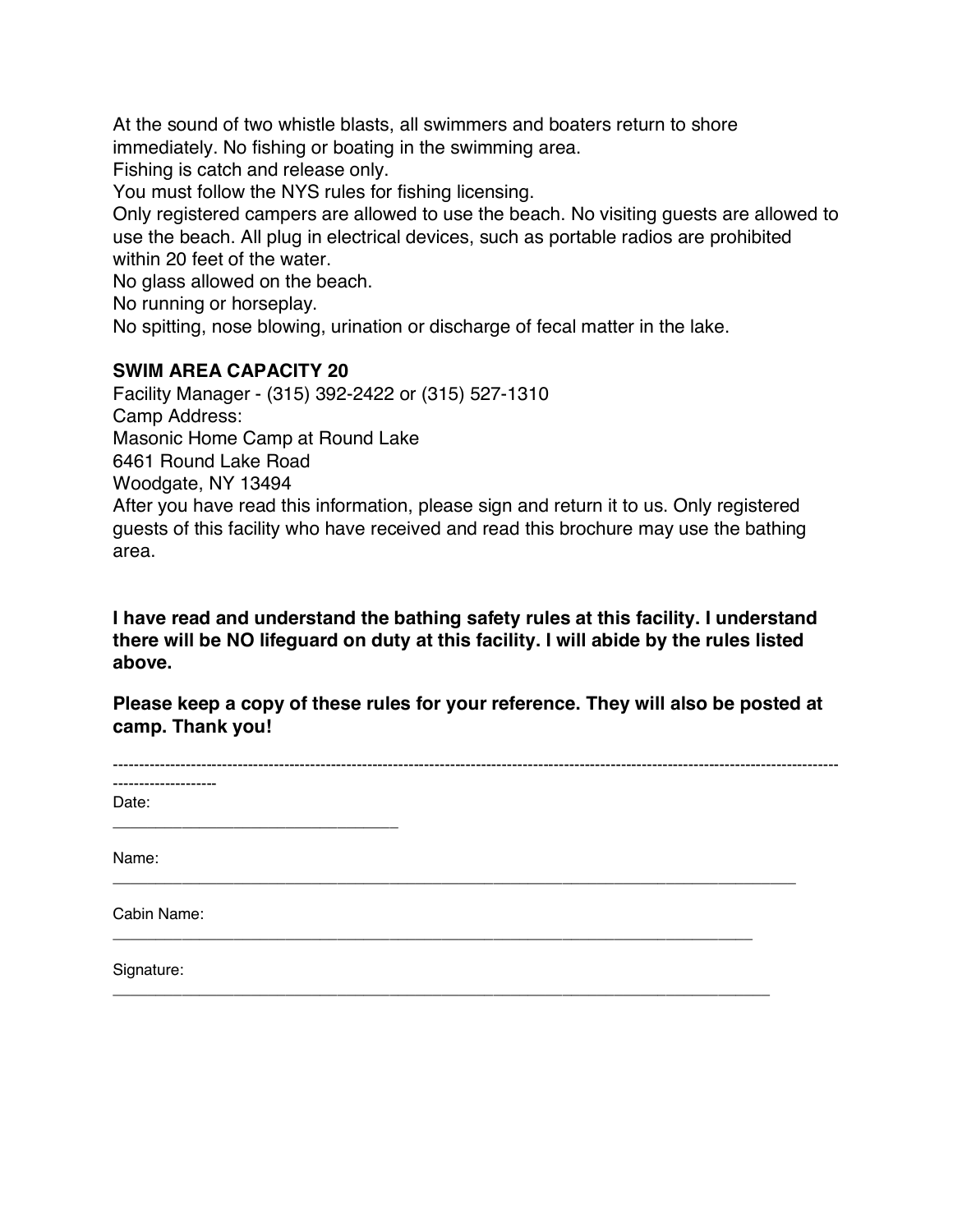At the sound of two whistle blasts, all swimmers and boaters return to shore immediately. No fishing or boating in the swimming area.

Fishing is catch and release only.

You must follow the NYS rules for fishing licensing.

Only registered campers are allowed to use the beach. No visiting guests are allowed to use the beach. All plug in electrical devices, such as portable radios are prohibited within 20 feet of the water.

No glass allowed on the beach.

No running or horseplay.

No spitting, nose blowing, urination or discharge of fecal matter in the lake.

**SWIM AREA CAPACITY 20**

Facility Manager - (315) 392-2422 or (315) 527-1310

Camp Address:

Masonic Home Camp at Round Lake

6461 Round Lake Road

Woodgate, NY 13494

After you have read this information, please sign and return it to us. Only registered guests of this facility who have received and read this brochure may use the bathing area.

**I have read and understand the bathing safety rules at this facility. I understand there will be NO lifeguard on duty at this facility. I will abide by the rules listed above.**

**Please keep a copy of these rules for your reference. They will also be posted at camp. Thank you!**

---

Date: ______________________________

Name: ______________________________________________________________________

Cabin Name: __________________________________________________________________

Signature: ___________________________________________________________________